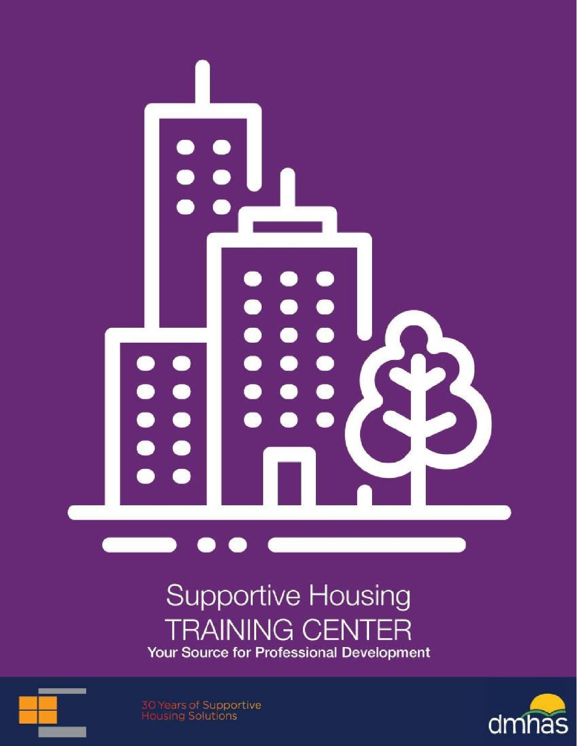# Supportive Housing TRAINING CENTER

**Your Source for Professional Development**

30 Years of Supportive Housing Solutions

dmhas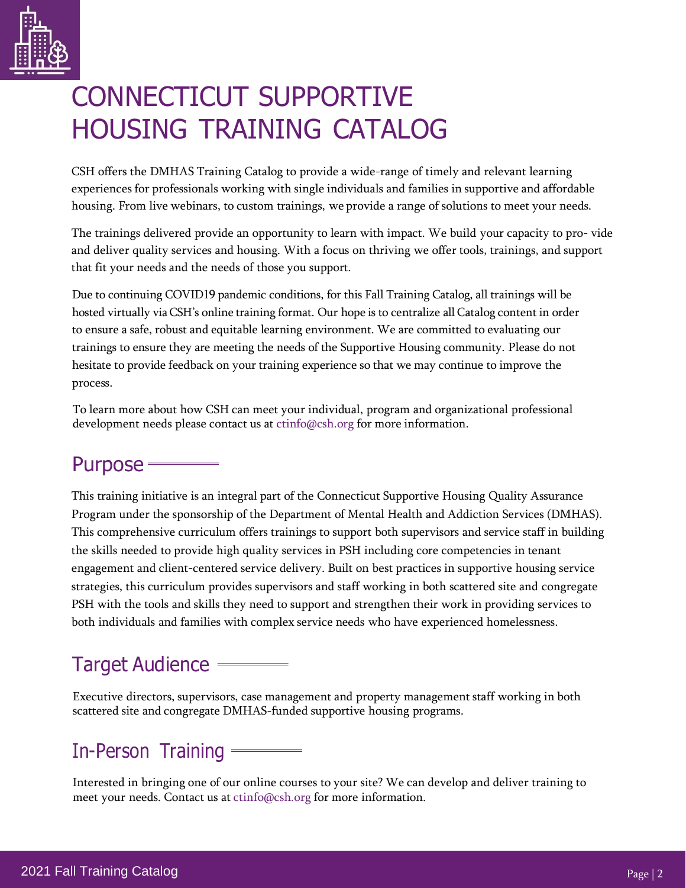# CONNECTICUT SUPPORTIVE HOUSING TRAINING CATALOG

CSH offers the DMHAS Training Catalog to provide a wide-range of timely and relevant learning experiences for professionals working with single individuals and families in supportive and affordable housing. From live webinars, to custom trainings, we provide a range of solutions to meet your needs.

The trainings delivered provide an opportunity to learn with impact. We build your capacity to pro- vide and deliver quality services and housing. With a focus on thriving we offer tools, trainings, and support that fit your needs and the needs of those you support.

Due to continuing COVID19 pandemic conditions, for this Fall Training Catalog, all trainings will be hosted virtually via CSH's online training format. Our hope is to centralize all Catalog content in order to ensure a safe, robust and equitable learning environment. We are committed to evaluating our trainings to ensure they are meeting the needs of the Supportive Housing community. Please do not hesitate to provide feedback on your training experience so that we may continue to improve the process.

To learn more about how CSH can meet your individual, program and organizational professional development needs please contact us at ctinfo@csh.org for more information.

## Purpose

This training initiative is an integral part of the Connecticut Supportive Housing Quality Assurance Program under the sponsorship of the Department of Mental Health and Addiction Services (DMHAS). This comprehensive curriculum offers trainings to support both supervisors and service staff in building the skills needed to provide high quality services in PSH including core competencies in tenant engagement and client-centered service delivery. Built on best practices in supportive housing service strategies, this curriculum provides supervisors and staff working in both scattered site and congregate PSH with the tools and skills they need to support and strengthen their work in providing services to both individuals and families with complex service needs who have experienced homelessness.

## Target Audience

Executive directors, supervisors, case management and property management staff working in both scattered site and congregate DMHAS-funded supportive housing programs.

## In-Person Training

Interested in bringing one of our online courses to your site? We can develop and deliver training to meet your needs. Contact us at ctinfo@csh.org for more information.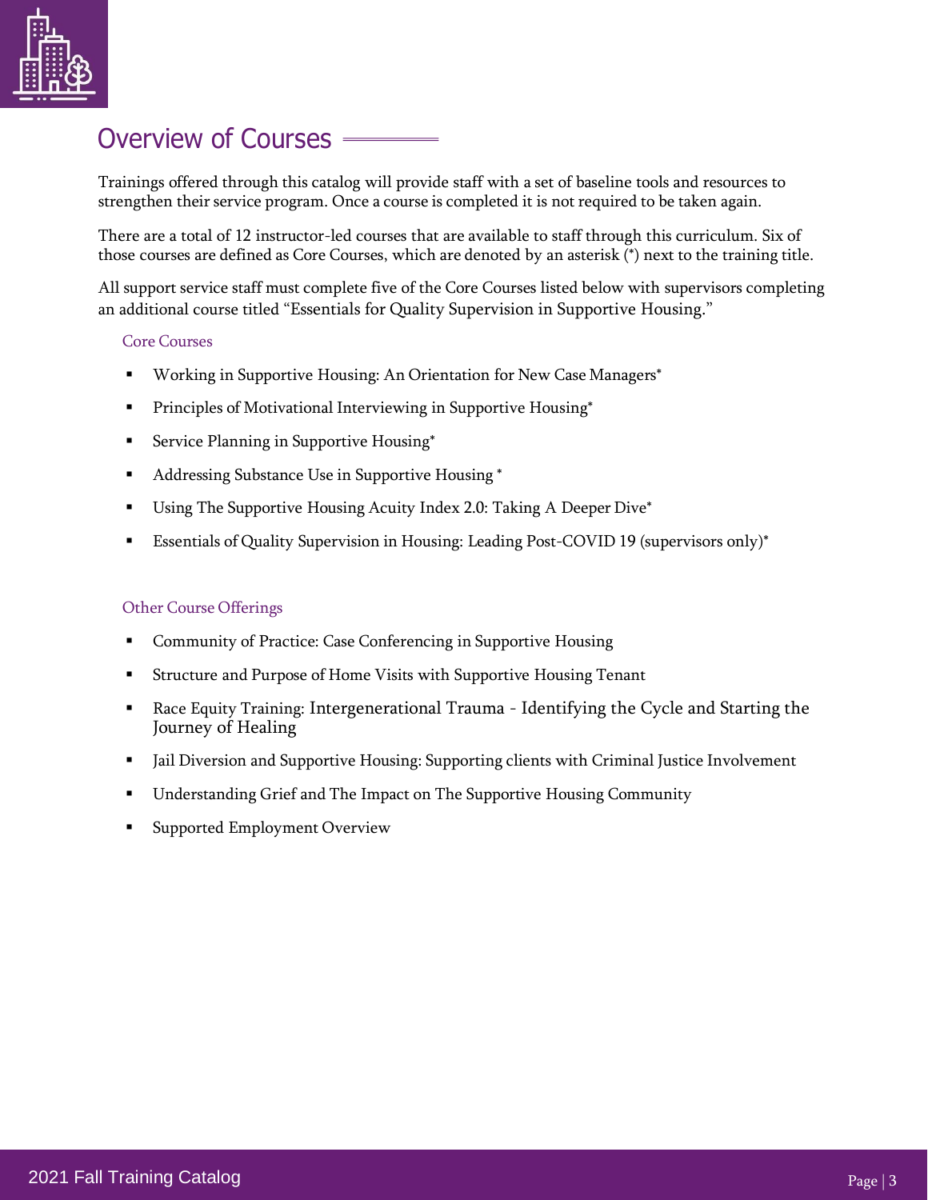# Overview of Courses

Trainings offered through this catalog will provide staff with a set of baseline tools and resources to strengthen their service program. Once a course is completed it is not required to be taken again.

There are a total of 12 instructor-led courses that are available to staff through this curriculum. Six of those courses are defined as Core Courses, which are denoted by an asterisk (*) next to the training title.

All support service staff must complete five of the Core Courses listed below with supervisors completing an additional course titled "Essentials for Quality Supervision in Supportive Housing."

### Core Courses

- Working in Supportive Housing: An Orientation for New Case Managers*
- Principles of Motivational Interviewing in Supportive Housing*
- Service Planning in Supportive Housing*
- Addressing Substance Use in Supportive Housing *
- Using The Supportive Housing Acuity Index 2.0: Taking A Deeper Dive*
- Essentials of Quality Supervision in Housing: Leading Post-COVID 19 (supervisors only)*

### Other Course Offerings

- Community of Practice: Case Conferencing in Supportive Housing
- Structure and Purpose of Home Visits with Supportive Housing Tenant
- Race Equity Training: Intergenerational Trauma - Identifying the Cycle and Starting the Journey of Healing
- Jail Diversion and Supportive Housing: Supporting clients with Criminal Justice Involvement
- Understanding Grief and The Impact on The Supportive Housing Community
- Supported Employment Overview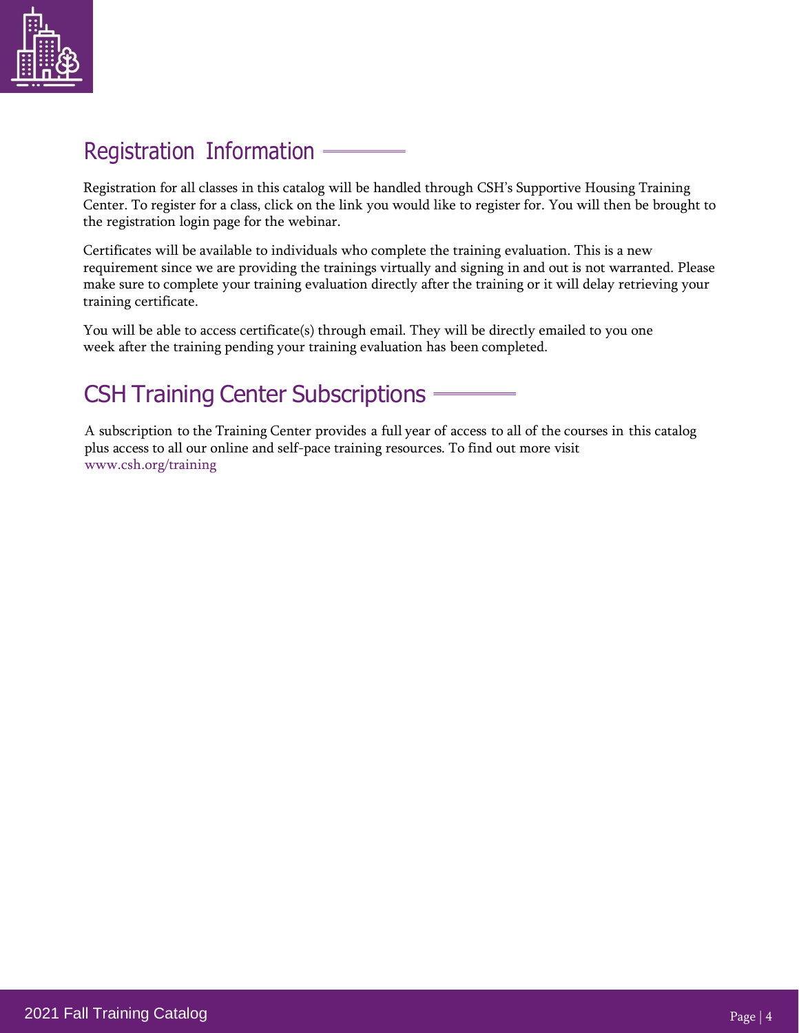## Registration Information

Registration for all classes in this catalog will be handled through CSH's Supportive Housing Training Center. To register for a class, click on the link you would like to register for. You will then be brought to the registration login page for the webinar.

Certificates will be available to individuals who complete the training evaluation. This is a new requirement since we are providing the trainings virtually and signing in and out is not warranted. Please make sure to complete your training evaluation directly after the training or it will delay retrieving your training certificate.

You will be able to access certificate(s) through email. They will be directly emailed to you one week after the training pending your training evaluation has been completed.

## CSH Training Center Subscriptions

A subscription to the Training Center provides a full year of access to all of the courses in this catalog plus access to all our online and self-pace training resources. To find out more visit www.csh.org/training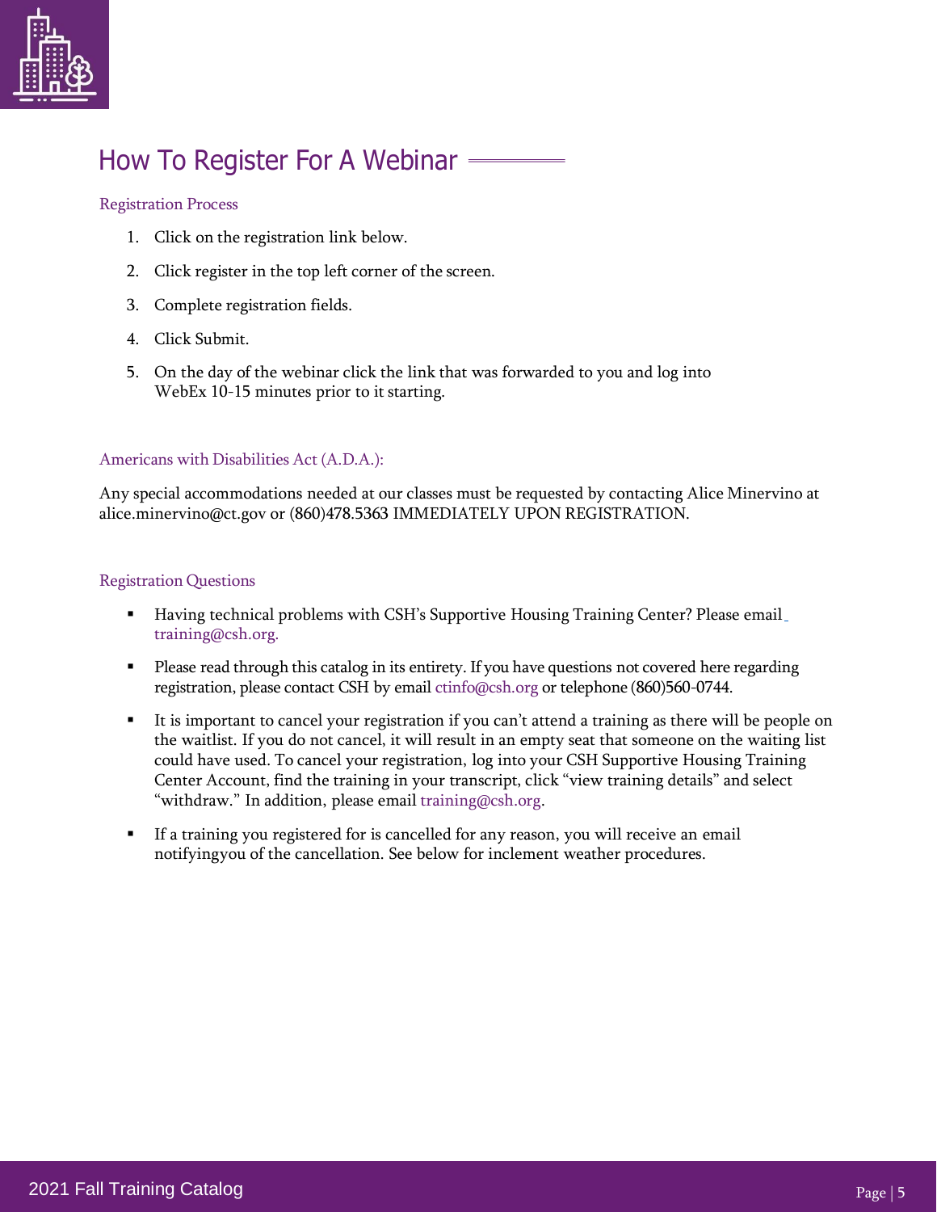# How To Register For A Webinar

## Registration Process

1. Click on the registration link below.
2. Click register in the top left corner of the screen.
3. Complete registration fields.
4. Click Submit.
5. On the day of the webinar click the link that was forwarded to you and log into WebEx 10-15 minutes prior to it starting.

## Americans with Disabilities Act (A.D.A.):

Any special accommodations needed at our classes must be requested by contacting Alice Minervino at alice.minervino@ct.gov or (860)478.5363 IMMEDIATELY UPON REGISTRATION.

## Registration Questions

- Having technical problems with CSH's Supportive Housing Training Center? Please email training@csh.org.
- Please read through this catalog in its entirety. If you have questions not covered here regarding registration, please contact CSH by email ctinfo@csh.org or telephone (860)560-0744.
- It is important to cancel your registration if you can't attend a training as there will be people on the waitlist. If you do not cancel, it will result in an empty seat that someone on the waiting list could have used. To cancel your registration, log into your CSH Supportive Housing Training Center Account, find the training in your transcript, click "view training details" and select "withdraw." In addition, please email training@csh.org.
- If a training you registered for is cancelled for any reason, you will receive an email notifyingyou of the cancellation. See below for inclement weather procedures.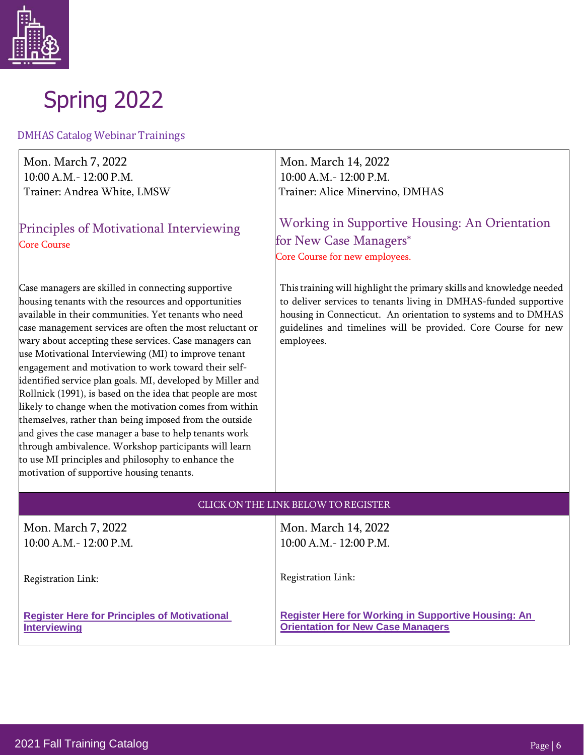# Spring 2022

DMHAS Catalog Webinar Trainings

Mon. March 7, 2022
10:00 A.M.- 12:00 P.M.
Trainer: Andrea White, LMSW

## Principles of Motivational Interviewing

Core Course

Case managers are skilled in connecting supportive housing tenants with the resources and opportunities available in their communities. Yet tenants who need case management services are often the most reluctant or wary about accepting these services. Case managers can use Motivational Interviewing (MI) to improve tenant engagement and motivation to work toward their self-identified service plan goals. MI, developed by Miller and Rollnick (1991), is based on the idea that people are most likely to change when the motivation comes from within themselves, rather than being imposed from the outside and gives the case manager a base to help tenants work through ambivalence. Workshop participants will learn to use MI principles and philosophy to enhance the motivation of supportive housing tenants.

Mon. March 14, 2022
10:00 A.M.- 12:00 P.M.
Trainer: Alice Minervino, DMHAS

## Working in Supportive Housing: An Orientation for New Case Managers*

Core Course for new employees.

This training will highlight the primary skills and knowledge needed to deliver services to tenants living in DMHAS-funded supportive housing in Connecticut. An orientation to systems and to DMHAS guidelines and timelines will be provided. Core Course for new employees.

CLICK ON THE LINK BELOW TO REGISTER

Mon. March 7, 2022
10:00 A.M.- 12:00 P.M.

Registration Link:

**Register Here for Principles of Motivational Interviewing**

Mon. March 14, 2022
10:00 A.M.- 12:00 P.M.

Registration Link:

**Register Here for Working in Supportive Housing: An Orientation for New Case Managers**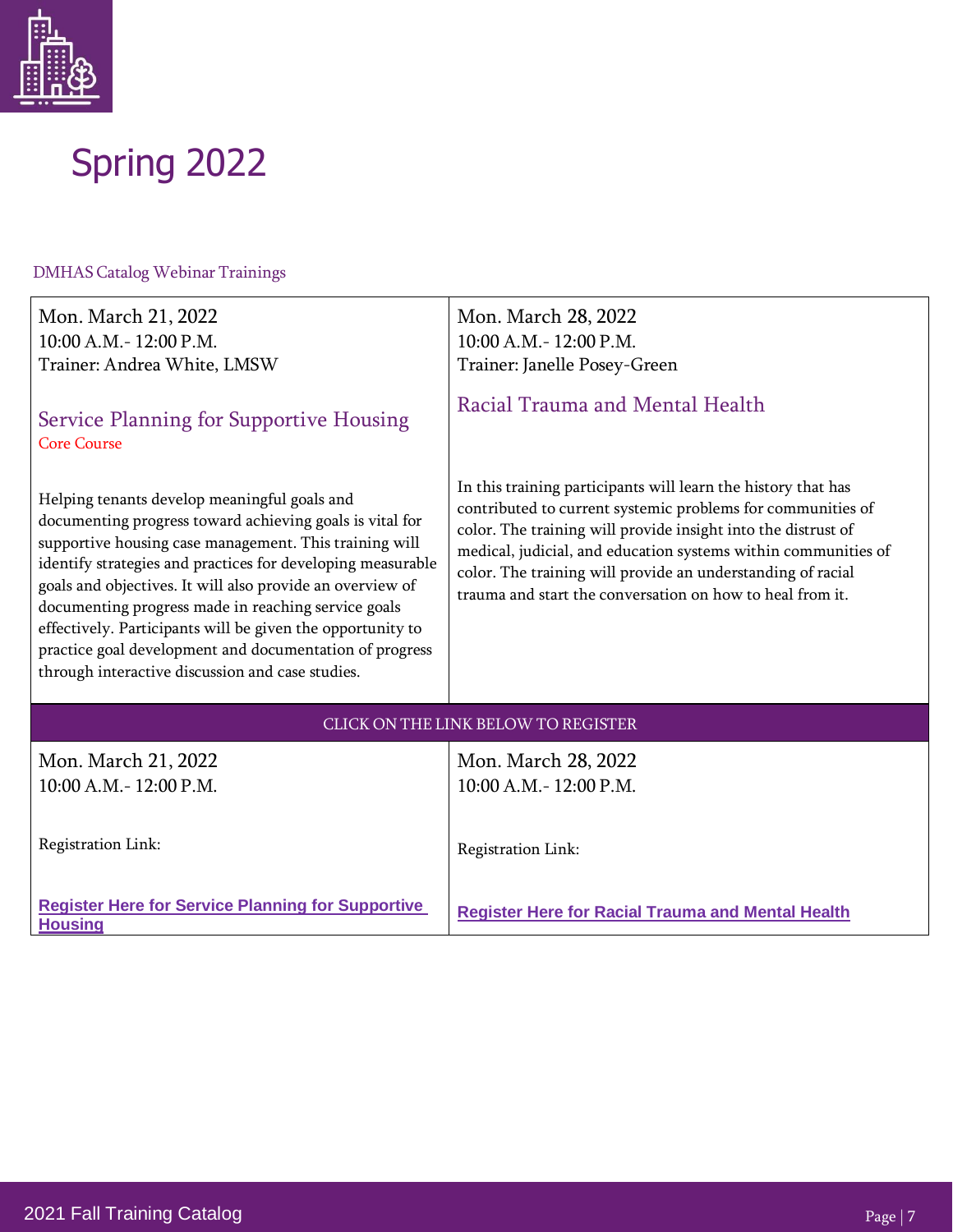# Spring 2022

DMHAS Catalog Webinar Trainings

| | |
|---|---|
| Mon. March 21, 2022<br>10:00 A.M.- 12:00 P.M.<br>Trainer: Andrea White, LMSW<br><br>Service Planning for Supportive Housing<br>Core Course<br><br>Helping tenants develop meaningful goals and documenting progress toward achieving goals is vital for supportive housing case management. This training will identify strategies and practices for developing measurable goals and objectives. It will also provide an overview of documenting progress made in reaching service goals effectively. Participants will be given the opportunity to practice goal development and documentation of progress through interactive discussion and case studies. | Mon. March 28, 2022<br>10:00 A.M.- 12:00 P.M.<br>Trainer: Janelle Posey-Green<br><br>Racial Trauma and Mental Health<br><br>In this training participants will learn the history that has contributed to current systemic problems for communities of color. The training will provide insight into the distrust of medical, judicial, and education systems within communities of color. The training will provide an understanding of racial trauma and start the conversation on how to heal from it. |
| CLICK ON THE LINK BELOW TO REGISTER | |
| Mon. March 21, 2022<br>10:00 A.M.- 12:00 P.M.<br><br>Registration Link:<br><br>**Register Here for Service Planning for Supportive Housing** | Mon. March 28, 2022<br>10:00 A.M.- 12:00 P.M.<br><br>Registration Link:<br><br>**Register Here for Racial Trauma and Mental Health** |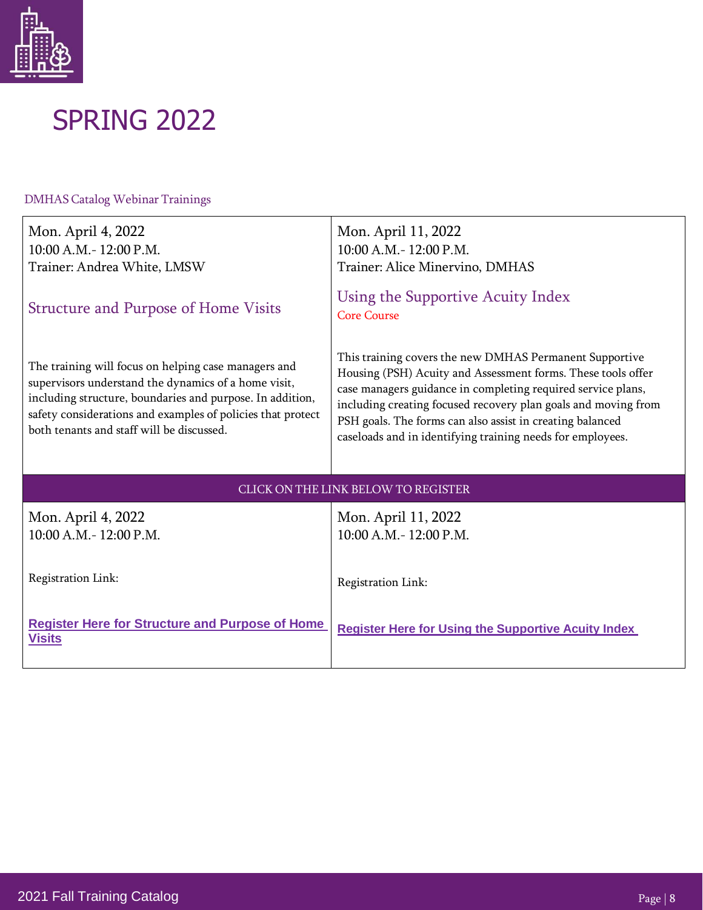# SPRING 2022

DMHAS Catalog Webinar Trainings

| | |
|---|---|
| Mon. April 4, 2022<br>10:00 A.M.- 12:00 P.M.<br>Trainer: Andrea White, LMSW<br><br>**Structure and Purpose of Home Visits**<br><br>The training will focus on helping case managers and supervisors understand the dynamics of a home visit, including structure, boundaries and purpose. In addition, safety considerations and examples of policies that protect both tenants and staff will be discussed. | Mon. April 11, 2022<br>10:00 A.M.- 12:00 P.M.<br>Trainer: Alice Minervino, DMHAS<br><br>**Using the Supportive Acuity Index**<br>Core Course<br><br>This training covers the new DMHAS Permanent Supportive Housing (PSH) Acuity and Assessment forms. These tools offer case managers guidance in completing required service plans, including creating focused recovery plan goals and moving from PSH goals. The forms can also assist in creating balanced caseloads and in identifying training needs for employees. |
| CLICK ON THE LINK BELOW TO REGISTER | |
| Mon. April 4, 2022<br>10:00 A.M.- 12:00 P.M.<br><br>Registration Link:<br><br>Register Here for Structure and Purpose of Home Visits | Mon. April 11, 2022<br>10:00 A.M.- 12:00 P.M.<br><br>Registration Link:<br><br>Register Here for Using the Supportive Acuity Index |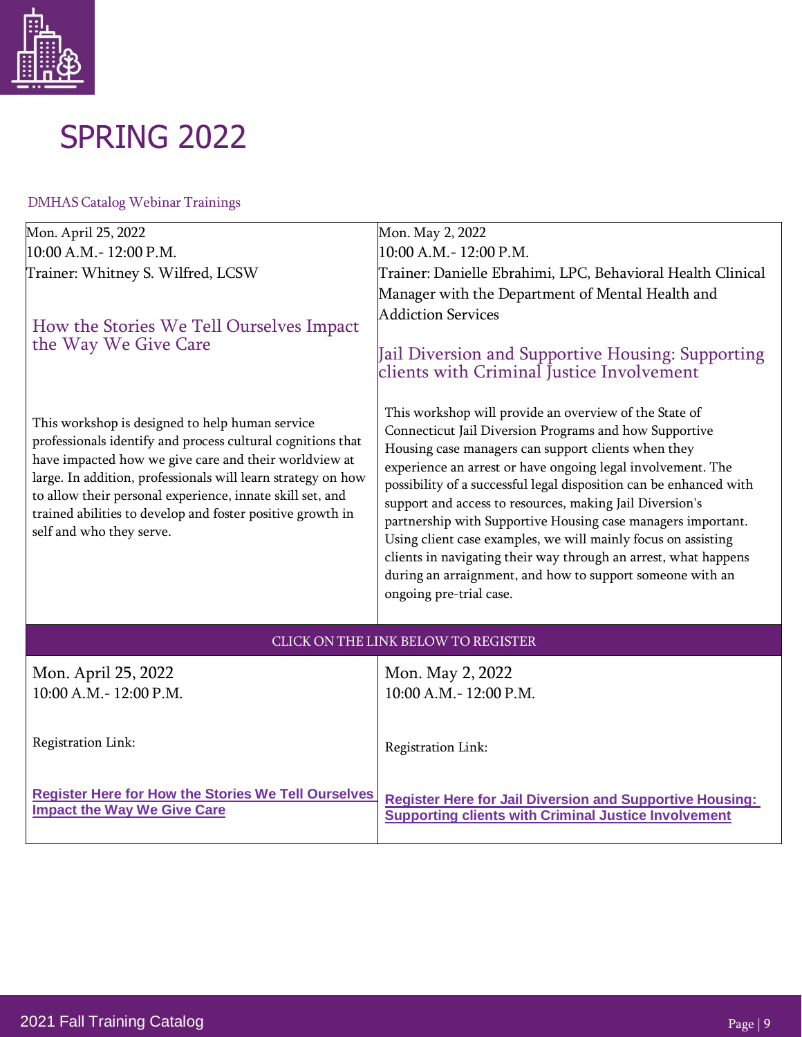# SPRING 2022

DMHAS Catalog Webinar Trainings

| | |
|---|---|
| Mon. April 25, 2022<br>10:00 A.M.- 12:00 P.M.<br>Trainer: Whitney S. Wilfred, LCSW<br><br>**How the Stories We Tell Ourselves Impact the Way We Give Care**<br><br>This workshop is designed to help human service professionals identify and process cultural cognitions that have impacted how we give care and their worldview at large. In addition, professionals will learn strategy on how to allow their personal experience, innate skill set, and trained abilities to develop and foster positive growth in self and who they serve. | Mon. May 2, 2022<br>10:00 A.M.- 12:00 P.M.<br>Trainer: Danielle Ebrahimi, LPC, Behavioral Health Clinical Manager with the Department of Mental Health and Addiction Services<br><br>**Jail Diversion and Supportive Housing: Supporting clients with Criminal Justice Involvement**<br><br>This workshop will provide an overview of the State of Connecticut Jail Diversion Programs and how Supportive Housing case managers can support clients when they experience an arrest or have ongoing legal involvement. The possibility of a successful legal disposition can be enhanced with support and access to resources, making Jail Diversion's partnership with Supportive Housing case managers important. Using client case examples, we will mainly focus on assisting clients in navigating their way through an arrest, what happens during an arraignment, and how to support someone with an ongoing pre-trial case. |
| CLICK ON THE LINK BELOW TO REGISTER | |
| Mon. April 25, 2022<br>10:00 A.M.- 12:00 P.M.<br><br>Registration Link:<br><br>Register Here for How the Stories We Tell Ourselves Impact the Way We Give Care | Mon. May 2, 2022<br>10:00 A.M.- 12:00 P.M.<br><br>Registration Link:<br><br>Register Here for Jail Diversion and Supportive Housing: Supporting clients with Criminal Justice Involvement |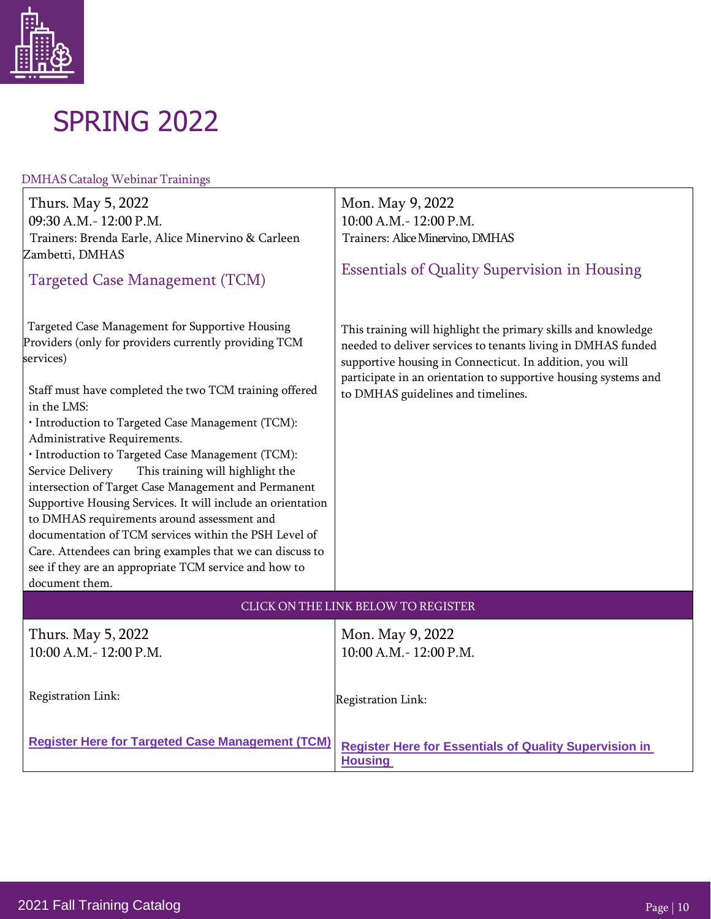# SPRING 2022

DMHAS Catalog Webinar Trainings

| | |
|---|---|
| Thurs. May 5, 2022<br>09:30 A.M.- 12:00 P.M.<br>Trainers: Brenda Earle, Alice Minervino & Carleen Zambetti, DMHAS<br><br>**Targeted Case Management (TCM)**<br><br>Targeted Case Management for Supportive Housing Providers (only for providers currently providing TCM services)<br><br>Staff must have completed the two TCM training offered in the LMS:<br>• Introduction to Targeted Case Management (TCM): Administrative Requirements.<br>• Introduction to Targeted Case Management (TCM): Service Delivery This training will highlight the intersection of Target Case Management and Permanent Supportive Housing Services. It will include an orientation to DMHAS requirements around assessment and documentation of TCM services within the PSH Level of Care. Attendees can bring examples that we can discuss to see if they are an appropriate TCM service and how to document them. | Mon. May 9, 2022<br>10:00 A.M.- 12:00 P.M.<br>Trainers: Alice Minervino, DMHAS<br><br>**Essentials of Quality Supervision in Housing**<br><br>This training will highlight the primary skills and knowledge needed to deliver services to tenants living in DMHAS funded supportive housing in Connecticut. In addition, you will participate in an orientation to supportive housing systems and to DMHAS guidelines and timelines. |
| CLICK ON THE LINK BELOW TO REGISTER | |
| Thurs. May 5, 2022<br>10:00 A.M.- 12:00 P.M.<br><br>Registration Link:<br><br>Register Here for Targeted Case Management (TCM) | Mon. May 9, 2022<br>10:00 A.M.- 12:00 P.M.<br><br>Registration Link:<br><br>Register Here for Essentials of Quality Supervision in Housing |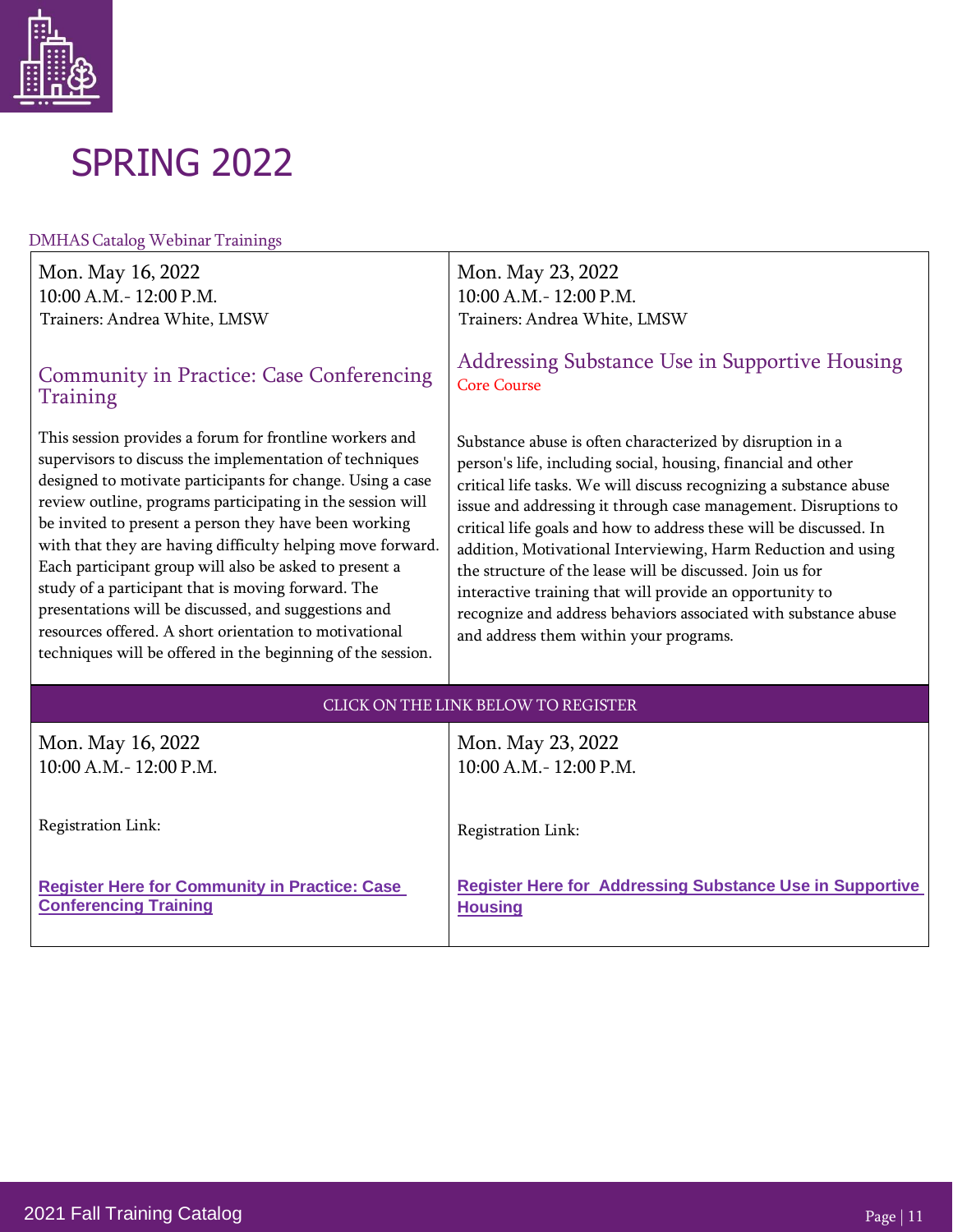# SPRING 2022

DMHAS Catalog Webinar Trainings

| | |
|---|---|
| Mon. May 16, 2022<br>10:00 A.M.- 12:00 P.M.<br>Trainers: Andrea White, LMSW<br><br>**Community in Practice: Case Conferencing Training**<br><br>This session provides a forum for frontline workers and supervisors to discuss the implementation of techniques designed to motivate participants for change. Using a case review outline, programs participating in the session will be invited to present a person they have been working with that they are having difficulty helping move forward. Each participant group will also be asked to present a study of a participant that is moving forward. The presentations will be discussed, and suggestions and resources offered. A short orientation to motivational techniques will be offered in the beginning of the session. | Mon. May 23, 2022<br>10:00 A.M.- 12:00 P.M.<br>Trainers: Andrea White, LMSW<br><br>**Addressing Substance Use in Supportive Housing**<br>Core Course<br><br>Substance abuse is often characterized by disruption in a person's life, including social, housing, financial and other critical life tasks. We will discuss recognizing a substance abuse issue and addressing it through case management. Disruptions to critical life goals and how to address these will be discussed. In addition, Motivational Interviewing, Harm Reduction and using the structure of the lease will be discussed. Join us for interactive training that will provide an opportunity to recognize and address behaviors associated with substance abuse and address them within your programs. |
| **CLICK ON THE LINK BELOW TO REGISTER** | |
| Mon. May 16, 2022<br>10:00 A.M.- 12:00 P.M.<br><br>Registration Link:<br><br>Register Here for Community in Practice: Case Conferencing Training | Mon. May 23, 2022<br>10:00 A.M.- 12:00 P.M.<br><br>Registration Link:<br><br>Register Here for Addressing Substance Use in Supportive Housing |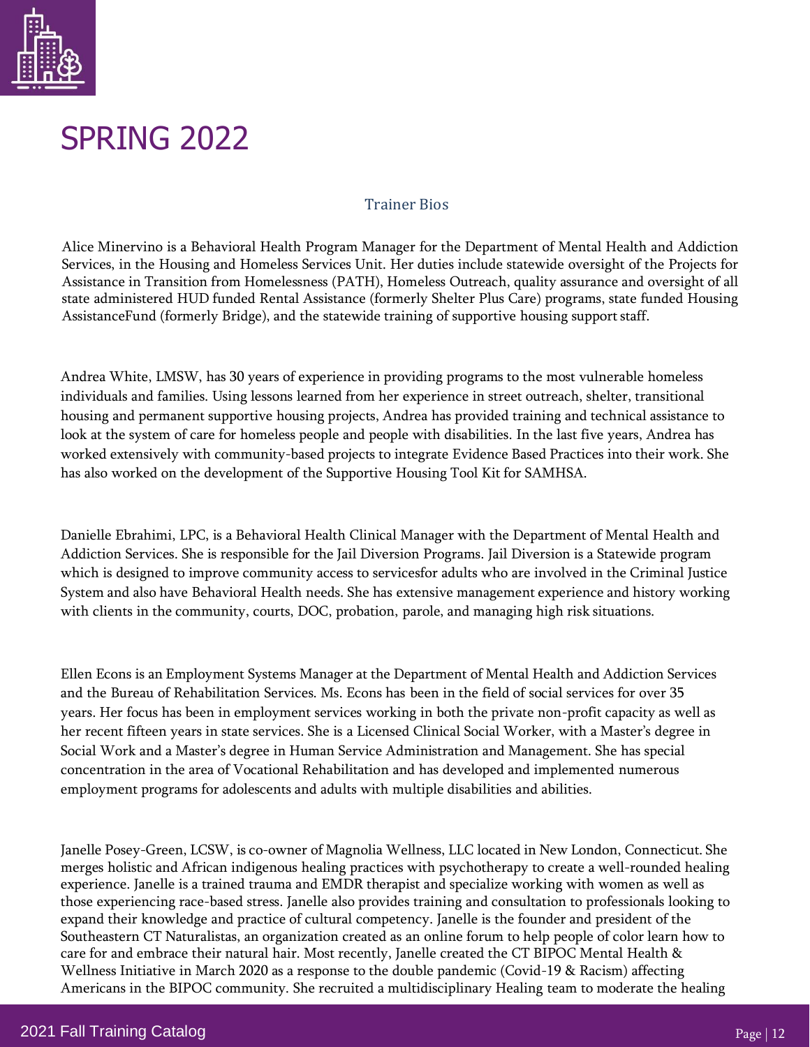# SPRING 2022

## Trainer Bios

Alice Minervino is a Behavioral Health Program Manager for the Department of Mental Health and Addiction Services, in the Housing and Homeless Services Unit. Her duties include statewide oversight of the Projects for Assistance in Transition from Homelessness (PATH), Homeless Outreach, quality assurance and oversight of all state administered HUD funded Rental Assistance (formerly Shelter Plus Care) programs, state funded Housing AssistanceFund (formerly Bridge), and the statewide training of supportive housing support staff.

Andrea White, LMSW, has 30 years of experience in providing programs to the most vulnerable homeless individuals and families. Using lessons learned from her experience in street outreach, shelter, transitional housing and permanent supportive housing projects, Andrea has provided training and technical assistance to look at the system of care for homeless people and people with disabilities. In the last five years, Andrea has worked extensively with community-based projects to integrate Evidence Based Practices into their work. She has also worked on the development of the Supportive Housing Tool Kit for SAMHSA.

Danielle Ebrahimi, LPC, is a Behavioral Health Clinical Manager with the Department of Mental Health and Addiction Services. She is responsible for the Jail Diversion Programs. Jail Diversion is a Statewide program which is designed to improve community access to servicesfor adults who are involved in the Criminal Justice System and also have Behavioral Health needs. She has extensive management experience and history working with clients in the community, courts, DOC, probation, parole, and managing high risk situations.

Ellen Econs is an Employment Systems Manager at the Department of Mental Health and Addiction Services and the Bureau of Rehabilitation Services. Ms. Econs has been in the field of social services for over 35 years. Her focus has been in employment services working in both the private non-profit capacity as well as her recent fifteen years in state services. She is a Licensed Clinical Social Worker, with a Master's degree in Social Work and a Master's degree in Human Service Administration and Management. She has special concentration in the area of Vocational Rehabilitation and has developed and implemented numerous employment programs for adolescents and adults with multiple disabilities and abilities.

Janelle Posey-Green, LCSW, is co-owner of Magnolia Wellness, LLC located in New London, Connecticut. She merges holistic and African indigenous healing practices with psychotherapy to create a well-rounded healing experience. Janelle is a trained trauma and EMDR therapist and specialize working with women as well as those experiencing race-based stress. Janelle also provides training and consultation to professionals looking to expand their knowledge and practice of cultural competency. Janelle is the founder and president of the Southeastern CT Naturalistas, an organization created as an online forum to help people of color learn how to care for and embrace their natural hair. Most recently, Janelle created the CT BIPOC Mental Health & Wellness Initiative in March 2020 as a response to the double pandemic (Covid-19 & Racism) affecting Americans in the BIPOC community. She recruited a multidisciplinary Healing team to moderate the healing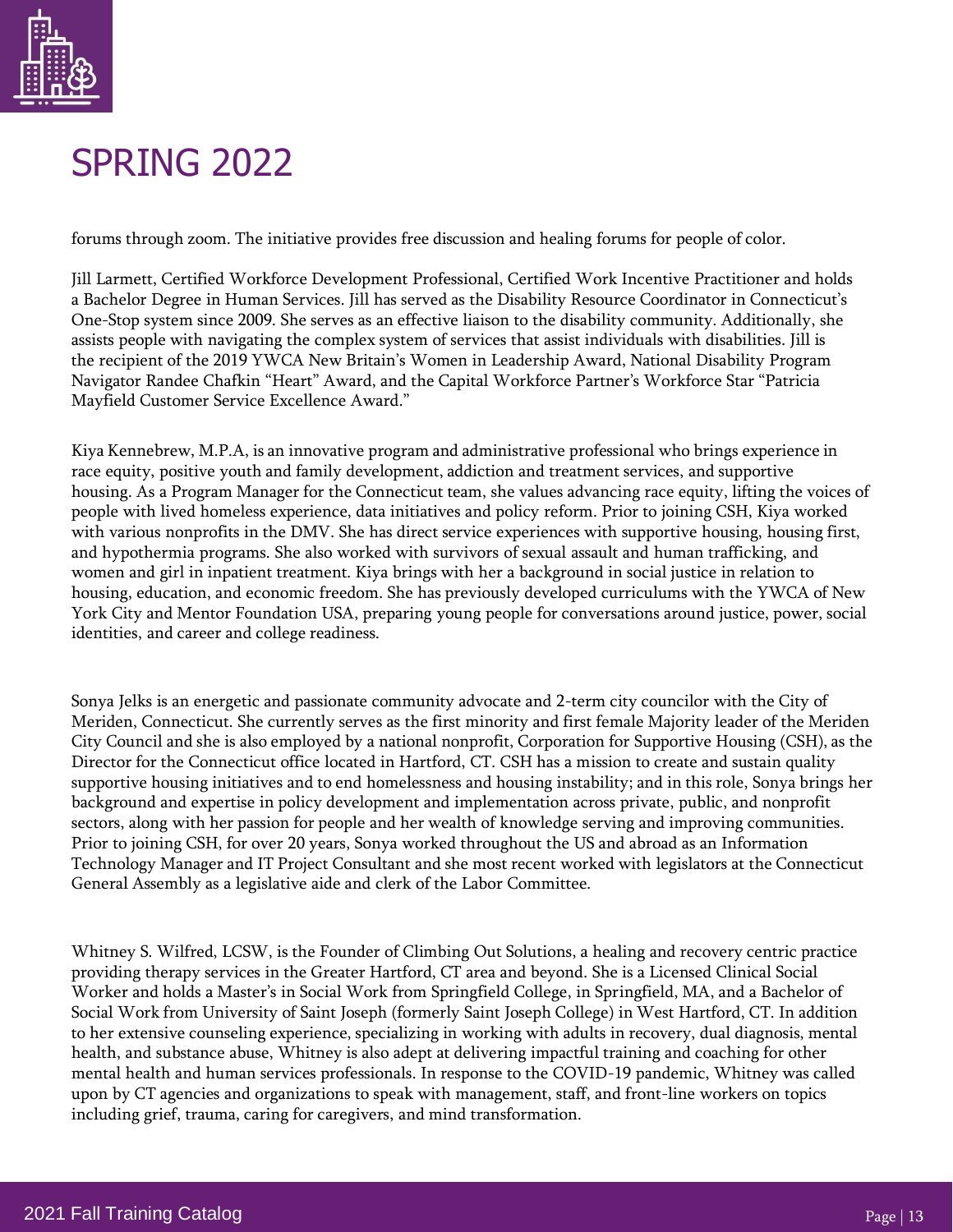# SPRING 2022

forums through zoom. The initiative provides free discussion and healing forums for people of color.

Jill Larmett, Certified Workforce Development Professional, Certified Work Incentive Practitioner and holds a Bachelor Degree in Human Services. Jill has served as the Disability Resource Coordinator in Connecticut's One-Stop system since 2009. She serves as an effective liaison to the disability community. Additionally, she assists people with navigating the complex system of services that assist individuals with disabilities. Jill is the recipient of the 2019 YWCA New Britain's Women in Leadership Award, National Disability Program Navigator Randee Chafkin "Heart" Award, and the Capital Workforce Partner's Workforce Star "Patricia Mayfield Customer Service Excellence Award."

Kiya Kennebrew, M.P.A, is an innovative program and administrative professional who brings experience in race equity, positive youth and family development, addiction and treatment services, and supportive housing. As a Program Manager for the Connecticut team, she values advancing race equity, lifting the voices of people with lived homeless experience, data initiatives and policy reform. Prior to joining CSH, Kiya worked with various nonprofits in the DMV. She has direct service experiences with supportive housing, housing first, and hypothermia programs. She also worked with survivors of sexual assault and human trafficking, and women and girl in inpatient treatment. Kiya brings with her a background in social justice in relation to housing, education, and economic freedom. She has previously developed curriculums with the YWCA of New York City and Mentor Foundation USA, preparing young people for conversations around justice, power, social identities, and career and college readiness.

Sonya Jelks is an energetic and passionate community advocate and 2-term city councilor with the City of Meriden, Connecticut. She currently serves as the first minority and first female Majority leader of the Meriden City Council and she is also employed by a national nonprofit, Corporation for Supportive Housing (CSH), as the Director for the Connecticut office located in Hartford, CT. CSH has a mission to create and sustain quality supportive housing initiatives and to end homelessness and housing instability; and in this role, Sonya brings her background and expertise in policy development and implementation across private, public, and nonprofit sectors, along with her passion for people and her wealth of knowledge serving and improving communities. Prior to joining CSH, for over 20 years, Sonya worked throughout the US and abroad as an Information Technology Manager and IT Project Consultant and she most recent worked with legislators at the Connecticut General Assembly as a legislative aide and clerk of the Labor Committee.

Whitney S. Wilfred, LCSW, is the Founder of Climbing Out Solutions, a healing and recovery centric practice providing therapy services in the Greater Hartford, CT area and beyond. She is a Licensed Clinical Social Worker and holds a Master's in Social Work from Springfield College, in Springfield, MA, and a Bachelor of Social Work from University of Saint Joseph (formerly Saint Joseph College) in West Hartford, CT. In addition to her extensive counseling experience, specializing in working with adults in recovery, dual diagnosis, mental health, and substance abuse, Whitney is also adept at delivering impactful training and coaching for other mental health and human services professionals. In response to the COVID-19 pandemic, Whitney was called upon by CT agencies and organizations to speak with management, staff, and front-line workers on topics including grief, trauma, caring for caregivers, and mind transformation.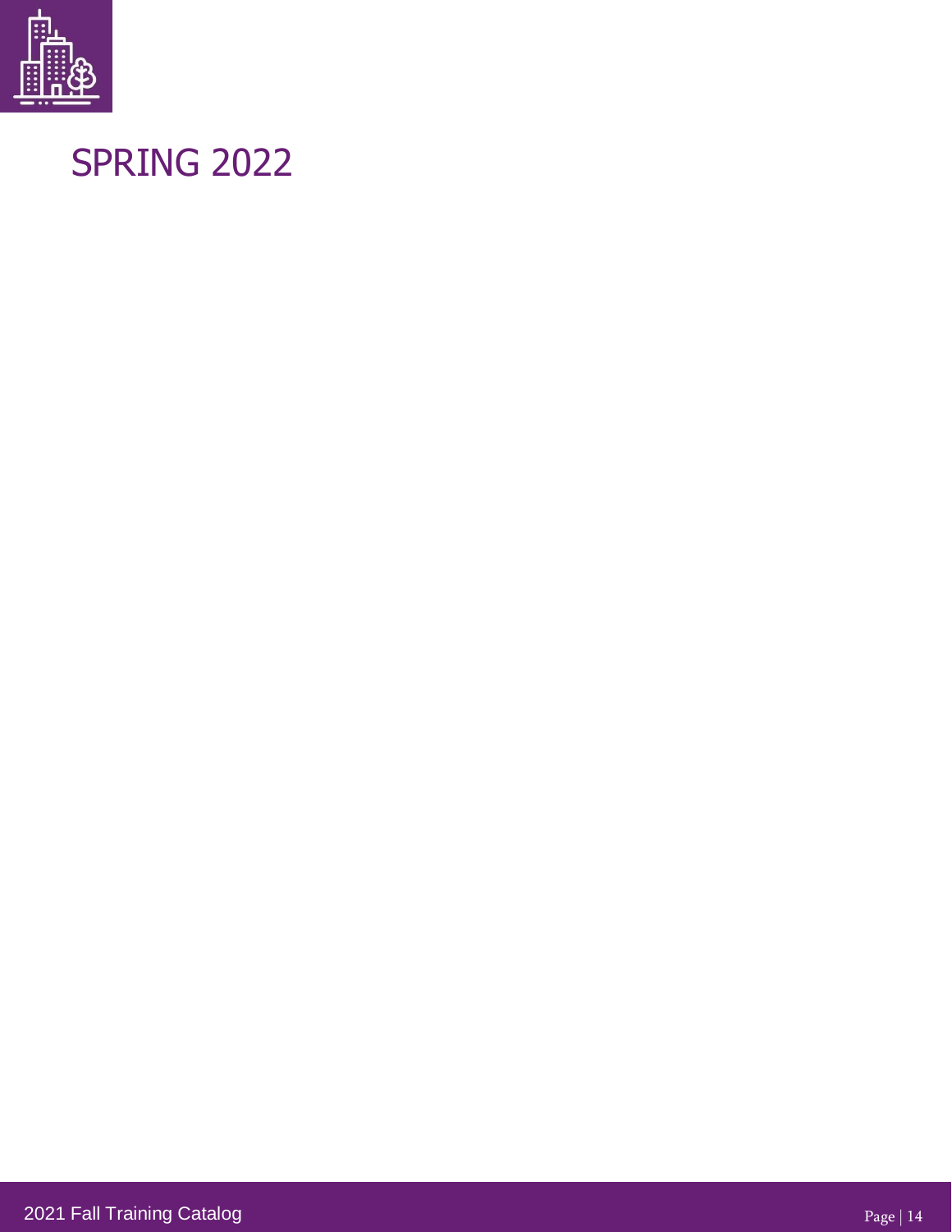# SPRING 2022